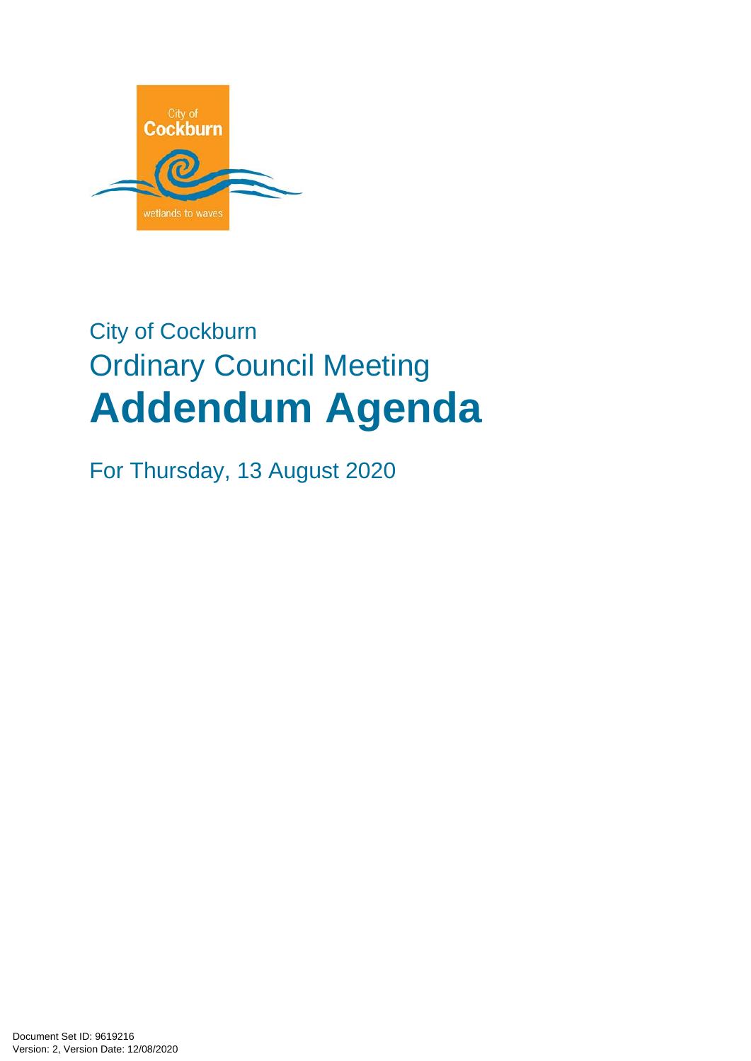City of Cockburn

wetlands to waves

# City of Cockburn
## Ordinary Council Meeting
# **Addendum Agenda**

For Thursday, 13 August 2020

Document Set ID: 9619216
Version: 2, Version Date: 12/08/2020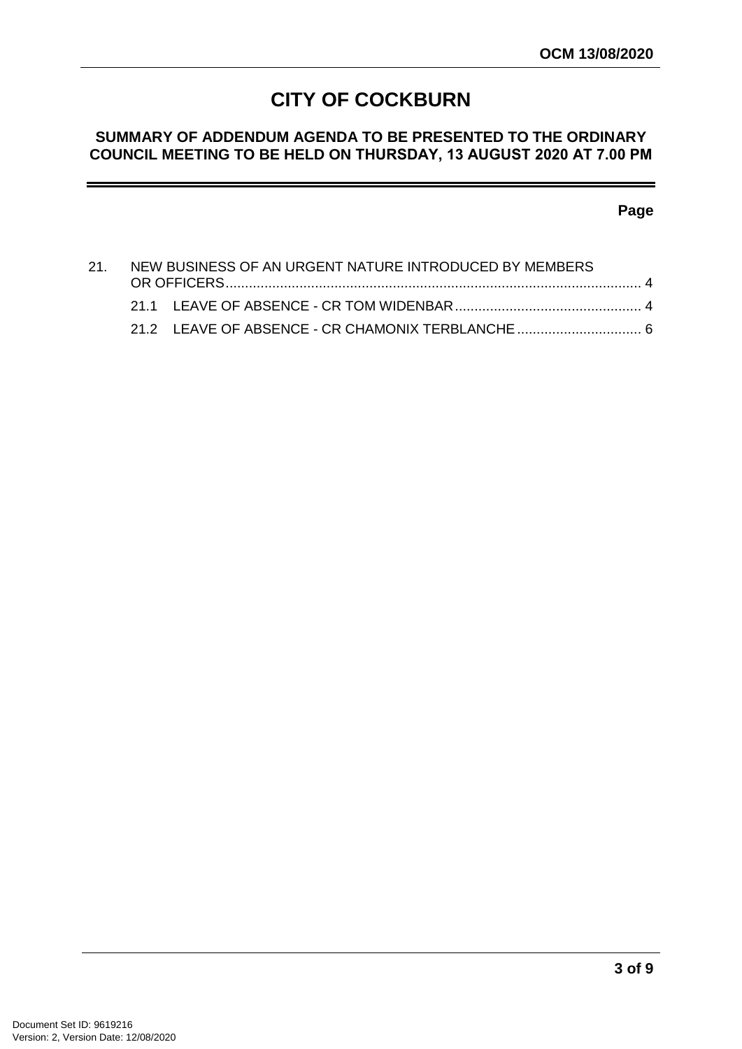# CITY OF COCKBURN

## SUMMARY OF ADDENDUM AGENDA TO BE PRESENTED TO THE ORDINARY COUNCIL MEETING TO BE HELD ON THURSDAY, 13 AUGUST 2020 AT 7.00 PM

| | | Page |
|---|---|---|
| 21. | NEW BUSINESS OF AN URGENT NATURE INTRODUCED BY MEMBERS OR OFFICERS | 4 |
| | 21.1 LEAVE OF ABSENCE - CR TOM WIDENBAR | 4 |
| | 21.2 LEAVE OF ABSENCE - CR CHAMONIX TERBLANCHE | 6 |

Document Set ID: 9619216
Version: 2, Version Date: 12/08/2020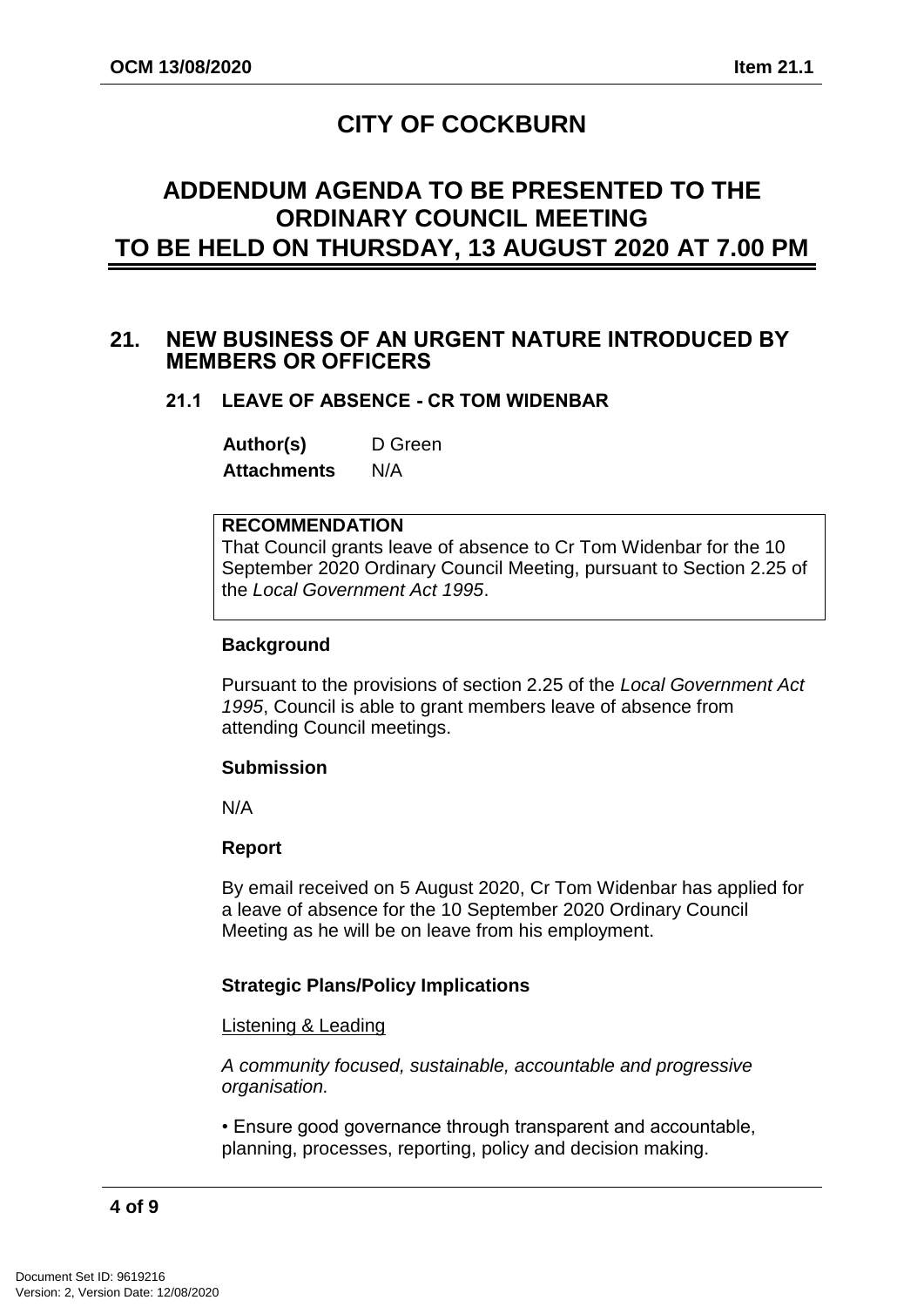# CITY OF COCKBURN

## ADDENDUM AGENDA TO BE PRESENTED TO THE ORDINARY COUNCIL MEETING TO BE HELD ON THURSDAY, 13 AUGUST 2020 AT 7.00 PM

## 21. NEW BUSINESS OF AN URGENT NATURE INTRODUCED BY MEMBERS OR OFFICERS

### 21.1 LEAVE OF ABSENCE - CR TOM WIDENBAR

**Author(s)** D Green

**Attachments** N/A

**RECOMMENDATION**

That Council grants leave of absence to Cr Tom Widenbar for the 10 September 2020 Ordinary Council Meeting, pursuant to Section 2.25 of the *Local Government Act 1995*.

**Background**

Pursuant to the provisions of section 2.25 of the *Local Government Act 1995*, Council is able to grant members leave of absence from attending Council meetings.

**Submission**

N/A

**Report**

By email received on 5 August 2020, Cr Tom Widenbar has applied for a leave of absence for the 10 September 2020 Ordinary Council Meeting as he will be on leave from his employment.

**Strategic Plans/Policy Implications**

Listening & Leading

*A community focused, sustainable, accountable and progressive organisation.*

- Ensure good governance through transparent and accountable, planning, processes, reporting, policy and decision making.

Document Set ID: 9619216
Version: 2, Version Date: 12/08/2020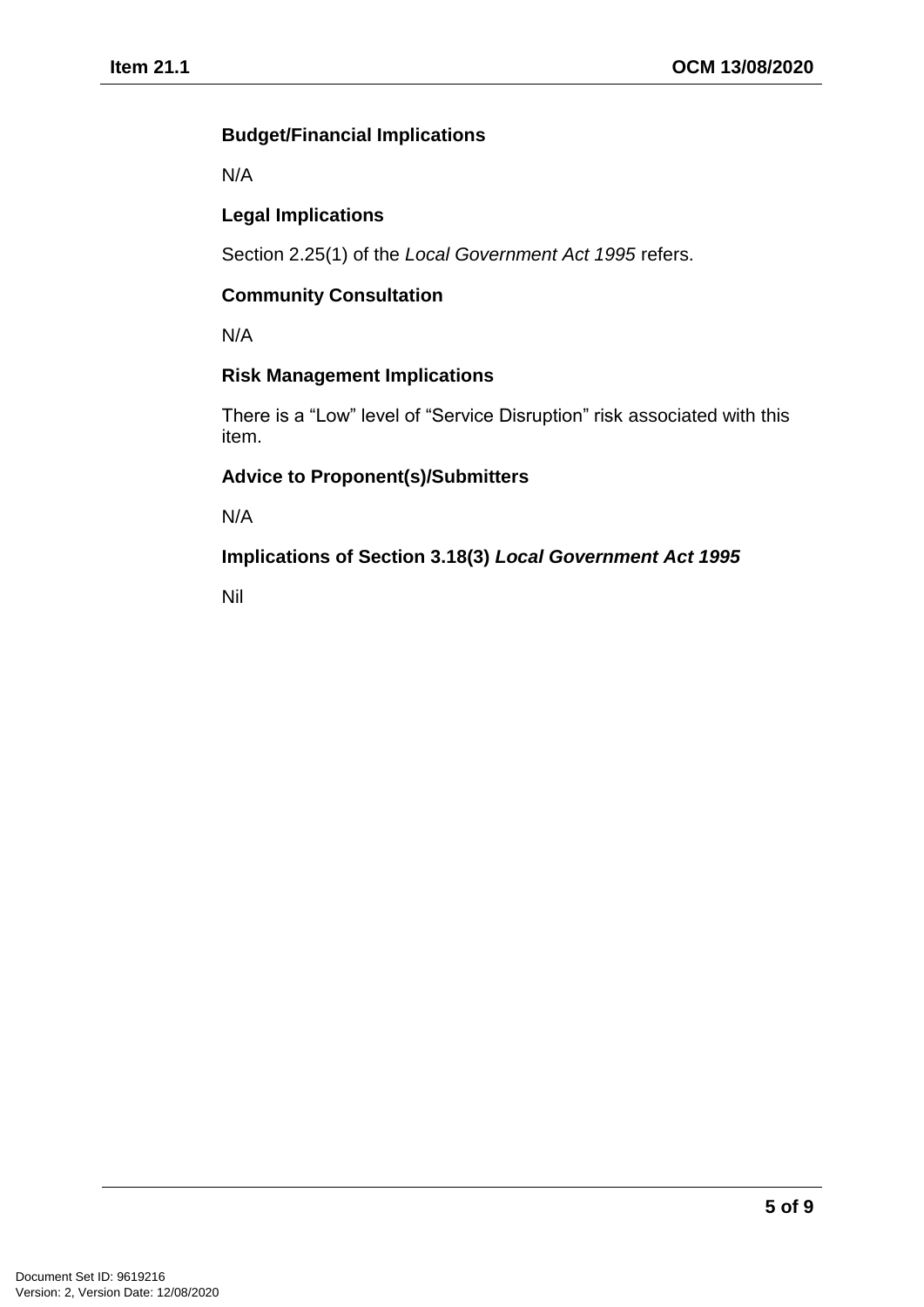**Budget/Financial Implications**

N/A

**Legal Implications**

Section 2.25(1) of the *Local Government Act 1995* refers.

**Community Consultation**

N/A

**Risk Management Implications**

There is a “Low” level of “Service Disruption” risk associated with this item.

**Advice to Proponent(s)/Submitters**

N/A

**Implications of Section 3.18(3)** ***Local Government Act 1995***

Nil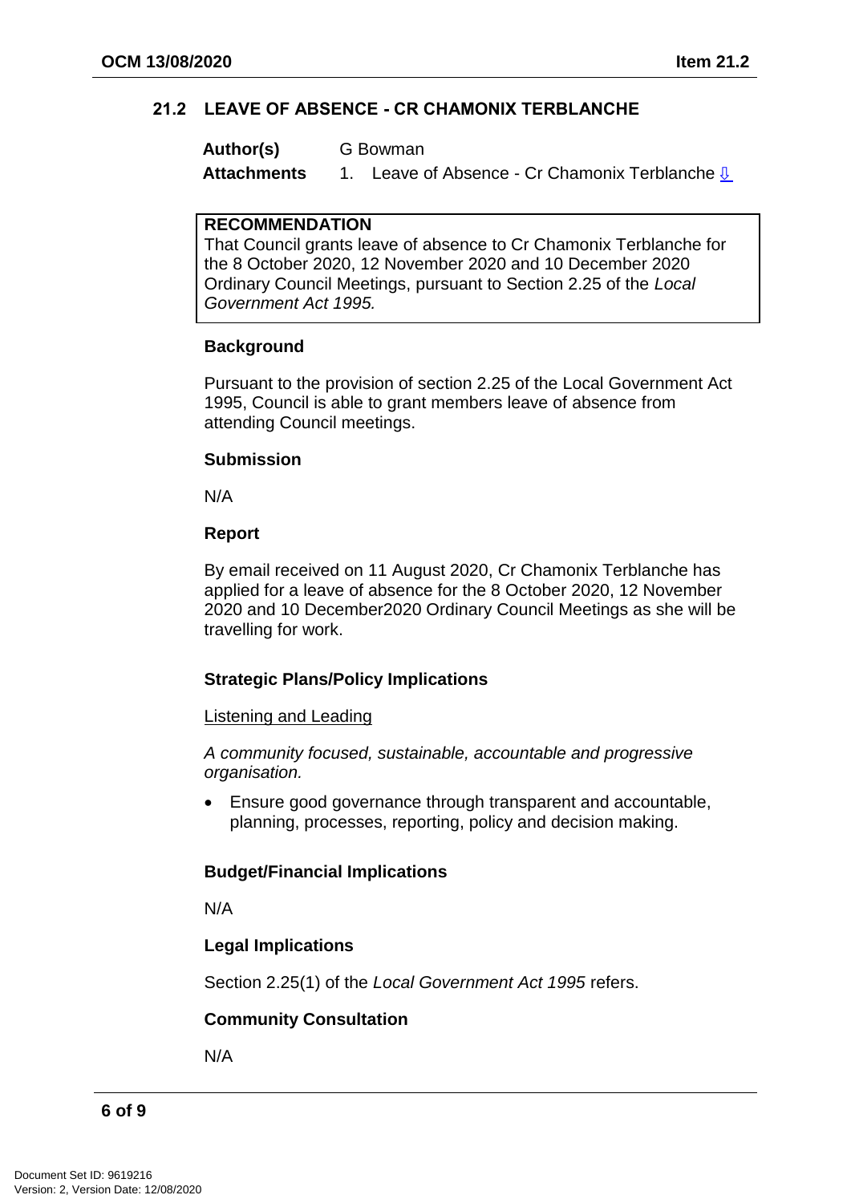## 21.2 LEAVE OF ABSENCE - CR CHAMONIX TERBLANCHE

**Author(s)** G Bowman

**Attachments** 1. Leave of Absence - Cr Chamonix Terblanche ⇩

> **RECOMMENDATION**
>
> That Council grants leave of absence to Cr Chamonix Terblanche for the 8 October 2020, 12 November 2020 and 10 December 2020 Ordinary Council Meetings, pursuant to Section 2.25 of the *Local Government Act 1995.*

### Background

Pursuant to the provision of section 2.25 of the Local Government Act 1995, Council is able to grant members leave of absence from attending Council meetings.

### Submission

N/A

### Report

By email received on 11 August 2020, Cr Chamonix Terblanche has applied for a leave of absence for the 8 October 2020, 12 November 2020 and 10 December2020 Ordinary Council Meetings as she will be travelling for work.

### Strategic Plans/Policy Implications

<u>Listening and Leading</u>

*A community focused, sustainable, accountable and progressive organisation.*

- Ensure good governance through transparent and accountable, planning, processes, reporting, policy and decision making.

### Budget/Financial Implications

N/A

### Legal Implications

Section 2.25(1) of the *Local Government Act 1995* refers.

### Community Consultation

N/A

Document Set ID: 9619216
Version: 2, Version Date: 12/08/2020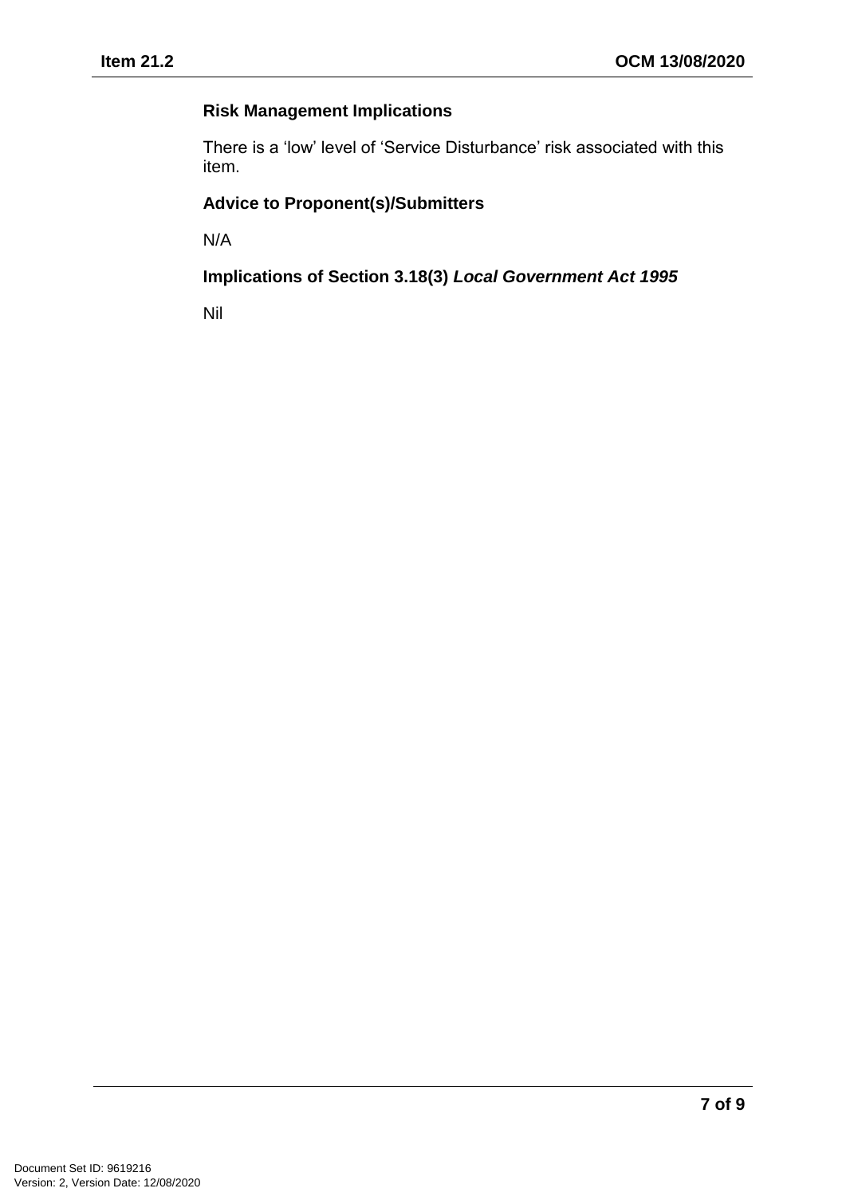### Risk Management Implications

There is a ‘low’ level of ‘Service Disturbance’ risk associated with this item.

### Advice to Proponent(s)/Submitters

N/A

### Implications of Section 3.18(3) *Local Government Act 1995*

Nil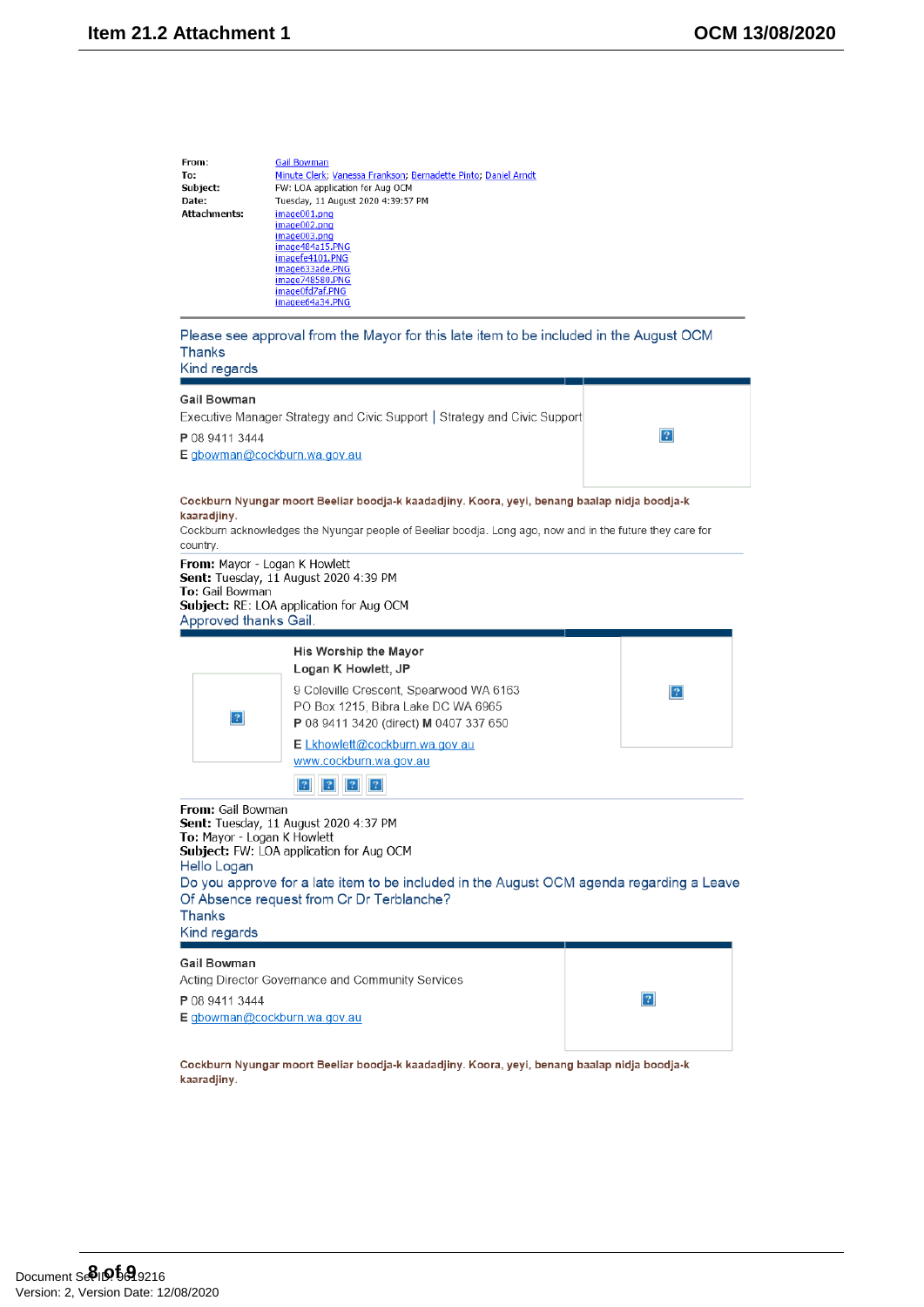| | |
|---|---|
| **From:** | Gail Bowman |
| **To:** | Minute Clerk; Vanessa Frankson; Bernadette Pinto; Daniel Arndt |
| **Subject:** | FW: LOA application for Aug OCM |
| **Date:** | Tuesday, 11 August 2020 4:39:57 PM |
| **Attachments:** | image001.png<br>image002.png<br>image003.png<br>image484a15.PNG<br>imagefe4101.PNG<br>image633ade.PNG<br>image748580.PNG<br>image0fd7af.PNG<br>imagee64a34.PNG |

Please see approval from the Mayor for this late item to be included in the August OCM
Thanks
Kind regards

**Gail Bowman**
Executive Manager Strategy and Civic Support | Strategy and Civic Support
**P** 08 9411 3444
**E** gbowman@cockburn.wa.gov.au

**Cockburn Nyungar moort Beeliar boodja-k kaadadjiny. Koora, yeyi, benang baalap nidja boodja-k kaaradjiny.**
Cockburn acknowledges the Nyungar people of Beeliar boodja. Long ago, now and in the future they care for country.

**From:** Mayor - Logan K Howlett
**Sent:** Tuesday, 11 August 2020 4:39 PM
**To:** Gail Bowman
**Subject:** RE: LOA application for Aug OCM

Approved thanks Gail.

**His Worship the Mayor**
**Logan K Howlett, JP**
9 Coleville Crescent, Spearwood WA 6163
PO Box 1215, Bibra Lake DC WA 6965
**P** 08 9411 3420 (direct) **M** 0407 337 650
**E** Lkhowlett@cockburn.wa.gov.au
www.cockburn.wa.gov.au

**From:** Gail Bowman
**Sent:** Tuesday, 11 August 2020 4:37 PM
**To:** Mayor - Logan K Howlett
**Subject:** FW: LOA application for Aug OCM

Hello Logan
Do you approve for a late item to be included in the August OCM agenda regarding a Leave Of Absence request from Cr Dr Terblanche?
Thanks
Kind regards

**Gail Bowman**
Acting Director Governance and Community Services
**P** 08 9411 3444
**E** gbowman@cockburn.wa.gov.au

**Cockburn Nyungar moort Beeliar boodja-k kaadadjiny. Koora, yeyi, benang baalap nidja boodja-k kaaradjiny.**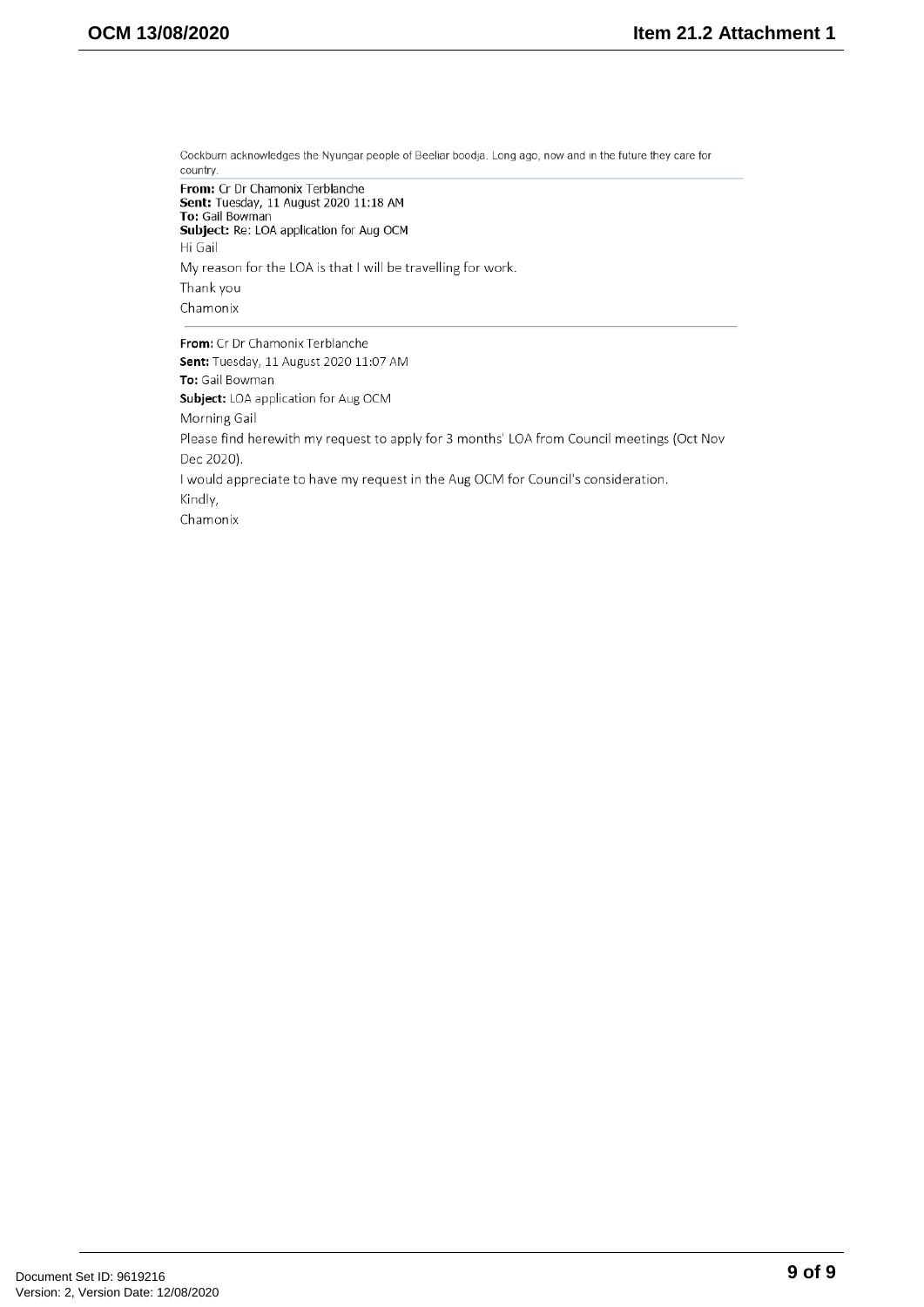Cockburn acknowledges the Nyungar people of Beeliar boodja. Long ago, now and in the future they care for country.

**From:** Cr Dr Chamonix Terblanche
**Sent:** Tuesday, 11 August 2020 11:18 AM
**To:** Gail Bowman
**Subject:** Re: LOA application for Aug OCM

Hi Gail

My reason for the LOA is that I will be travelling for work.

Thank you

Chamonix

---

**From:** Cr Dr Chamonix Terblanche
**Sent:** Tuesday, 11 August 2020 11:07 AM
**To:** Gail Bowman
**Subject:** LOA application for Aug OCM

Morning Gail

Please find herewith my request to apply for 3 months' LOA from Council meetings (Oct Nov Dec 2020).

I would appreciate to have my request in the Aug OCM for Council's consideration.

Kindly,

Chamonix